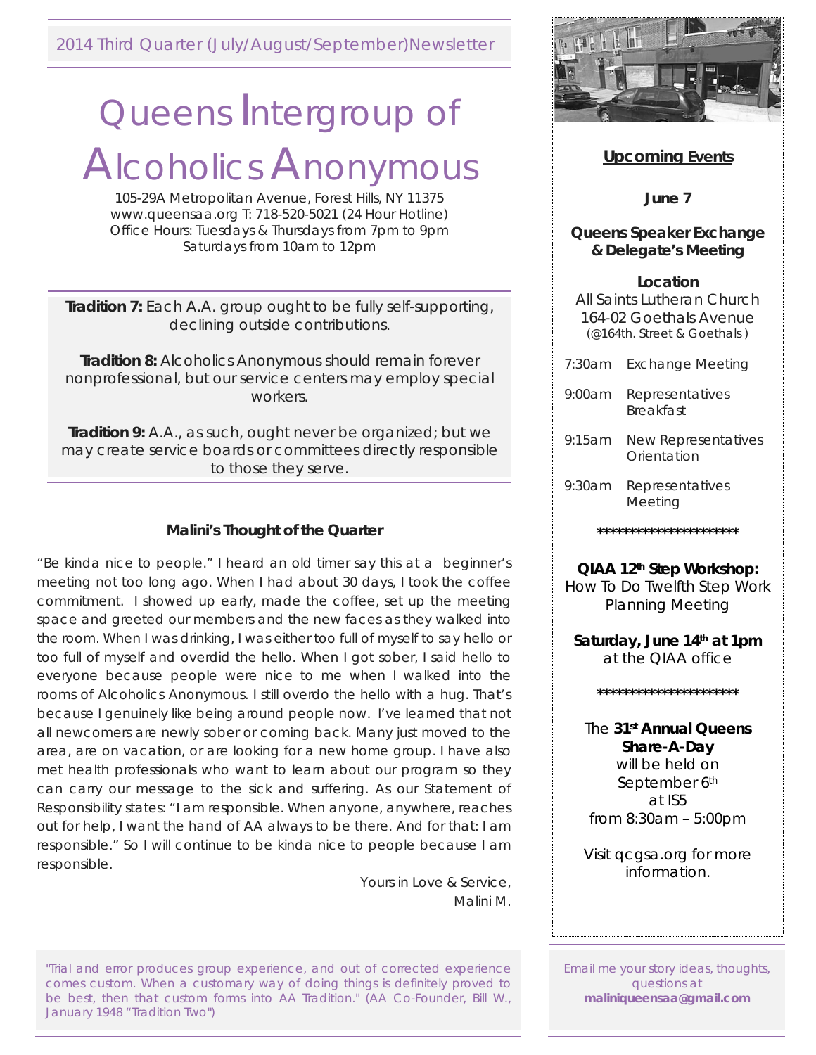2014 Third Quarter (July/August/September)Newsletter

# Queens Intergroup of Alcoholics Anonymous

105-29A Metropolitan Avenue, Forest Hills, NY 11375
www.queensaa.org T: 718-520-5021 (24 Hour Hotline)
Office Hours: Tuesdays & Thursdays from 7pm to 9pm
Saturdays from 10am to 12pm

**Tradition 7:** Each A.A. group ought to be fully self-supporting, declining outside contributions.

**Tradition 8:** Alcoholics Anonymous should remain forever nonprofessional, but our service centers may employ special workers.

**Tradition 9:** A.A., as such, ought never be organized; but we may create service boards or committees directly responsible to those they serve.

### Malini's Thought of the Quarter

"Be kinda nice to people." I heard an old timer say this at a beginner's meeting not too long ago. When I had about 30 days, I took the coffee commitment. I showed up early, made the coffee, set up the meeting space and greeted our members and the new faces as they walked into the room. When I was drinking, I was either too full of myself to say hello or too full of myself and overdid the hello. When I got sober, I said hello to everyone because people were nice to me when I walked into the rooms of Alcoholics Anonymous. I still overdo the hello with a hug. That's because I genuinely like being around people now. I've learned that not all newcomers are newly sober or coming back. Many just moved to the area, are on vacation, or are looking for a new home group. I have also met health professionals who want to learn about our program so they can carry our message to the sick and suffering. As our Statement of Responsibility states: "I am responsible. When anyone, anywhere, reaches out for help, I want the hand of AA always to be there. And for that: I am responsible." So I will continue to be kinda nice to people because I am responsible.

Yours in Love & Service,
Malini M.

"Trial and error produces group experience, and out of corrected experience comes custom. When a customary way of doing things is definitely proved to be best, then that custom forms into AA Tradition." (AA Co-Founder, Bill W., January 1948 "Tradition Two")

## Upcoming Events

**June 7**

**Queens Speaker Exchange & Delegate's Meeting**

**Location**
All Saints Lutheran Church
164-02 Goethals Avenue
(@164th. Street & Goethals)

| | |
|---|---|
| 7:30am | Exchange Meeting |
| 9:00am | Representatives Breakfast |
| 9:15am | New Representatives Orientation |
| 9:30am | Representatives Meeting |

**********************

**QIAA 12th Step Workshop:**
How To Do Twelfth Step Work
Planning Meeting

**Saturday, June 14th at 1pm**
at the QIAA office

**********************

The **31st Annual Queens Share-A-Day** will be held on September 6th at IS5 from 8:30am – 5:00pm

Visit qcgsa.org for more information.

Email me your story ideas, thoughts, questions at **maliniqueensaa@gmail.com**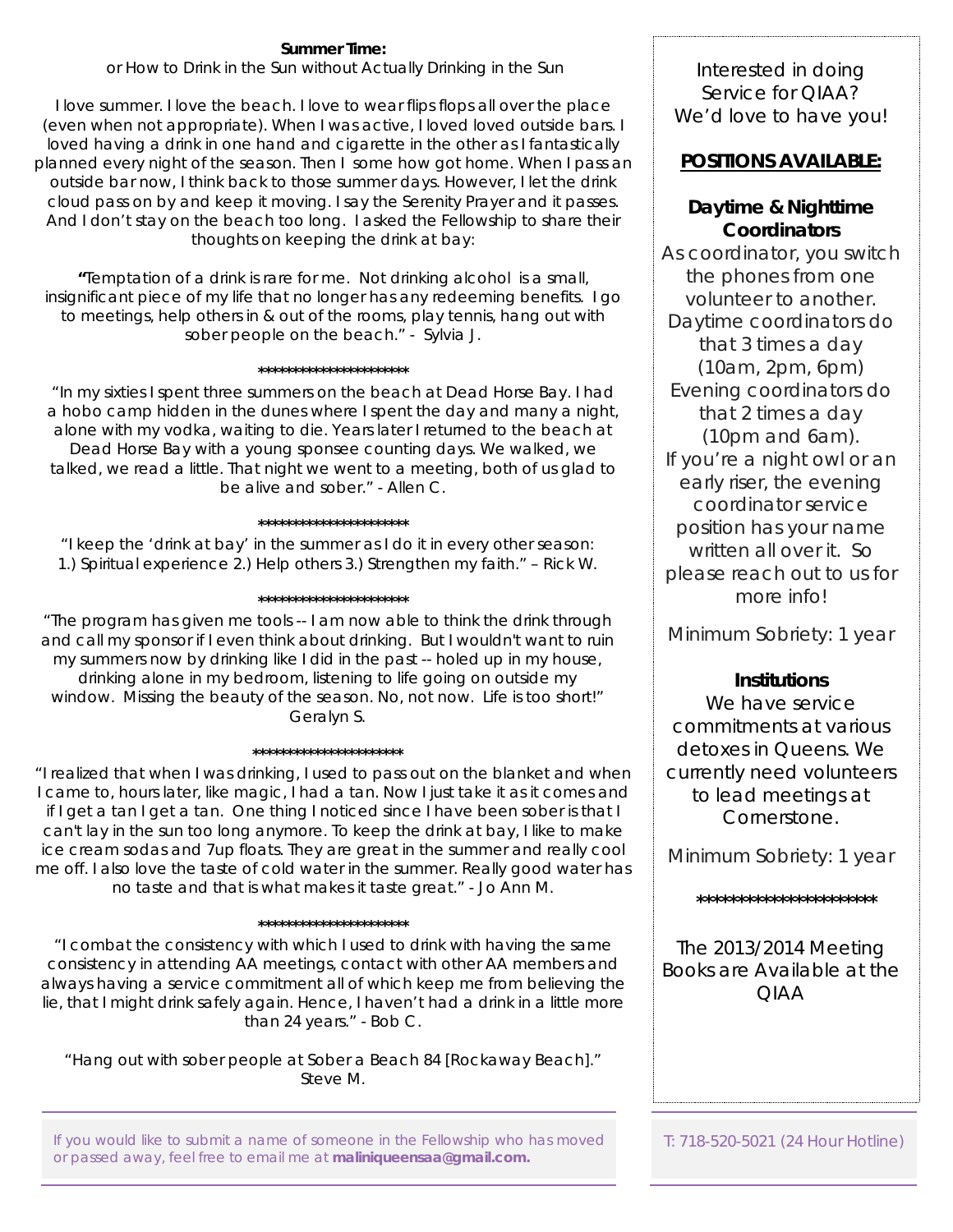**Summer Time:**

or How to Drink in the Sun without Actually Drinking in the Sun

I love summer. I love the beach. I love to wear flips flops all over the place (even when not appropriate). When I was active, I loved loved outside bars. I loved having a drink in one hand and cigarette in the other as I fantastically planned every night of the season. Then I some how got home. When I pass an outside bar now, I think back to those summer days. However, I let the drink cloud pass on by and keep it moving. I say the Serenity Prayer and it passes. And I don't stay on the beach too long. I asked the Fellowship to share their thoughts on keeping the drink at bay:

"Temptation of a drink is rare for me. Not drinking alcohol is a small, insignificant piece of my life that no longer has any redeeming benefits. I go to meetings, help others in & out of the rooms, play tennis, hang out with sober people on the beach." - Sylvia J.

**********************

"In my sixties I spent three summers on the beach at Dead Horse Bay. I had a hobo camp hidden in the dunes where I spent the day and many a night, alone with my vodka, waiting to die. Years later I returned to the beach at Dead Horse Bay with a young sponsee counting days. We walked, we talked, we read a little. That night we went to a meeting, both of us glad to be alive and sober." - Allen C.

**********************

"I keep the 'drink at bay' in the summer as I do it in every other season: 1.) Spiritual experience 2.) Help others 3.) Strengthen my faith." – Rick W.

**********************

"The program has given me tools -- I am now able to think the drink through and call my sponsor if I even think about drinking. But I wouldn't want to ruin my summers now by drinking like I did in the past -- holed up in my house, drinking alone in my bedroom, listening to life going on outside my window. Missing the beauty of the season. No, not now. Life is too short!" Geralyn S.

**********************

"I realized that when I was drinking, I used to pass out on the blanket and when I came to, hours later, like magic, I had a tan. Now I just take it as it comes and if I get a tan I get a tan. One thing I noticed since I have been sober is that I can't lay in the sun too long anymore. To keep the drink at bay, I like to make ice cream sodas and 7up floats. They are great in the summer and really cool me off. I also love the taste of cold water in the summer. Really good water has no taste and that is what makes it taste great." - Jo Ann M.

**********************

"I combat the consistency with which I used to drink with having the same consistency in attending AA meetings, contact with other AA members and always having a service commitment all of which keep me from believing the lie, that I might drink safely again. Hence, I haven't had a drink in a little more than 24 years." - Bob C.

"Hang out with sober people at Sober a Beach 84 [Rockaway Beach]." Steve M.

If you would like to submit a name of someone in the Fellowship who has moved or passed away, feel free to email me at **maliniqueensaa@gmail.com.**

Interested in doing Service for QIAA? We'd love to have you!

**POSITIONS AVAILABLE:**

**Daytime & Nighttime Coordinators**

As coordinator, you switch the phones from one volunteer to another. Daytime coordinators do that 3 times a day (10am, 2pm, 6pm) Evening coordinators do that 2 times a day (10pm and 6am). If you're a night owl or an early riser, the evening coordinator service position has your name written all over it. So please reach out to us for more info!

Minimum Sobriety: 1 year

**Institutions**

We have service commitments at various detoxes in Queens. We currently need volunteers to lead meetings at Cornerstone.

Minimum Sobriety: 1 year

**********************

The 2013/2014 Meeting Books are Available at the QIAA

T: 718-520-5021 (24 Hour Hotline)